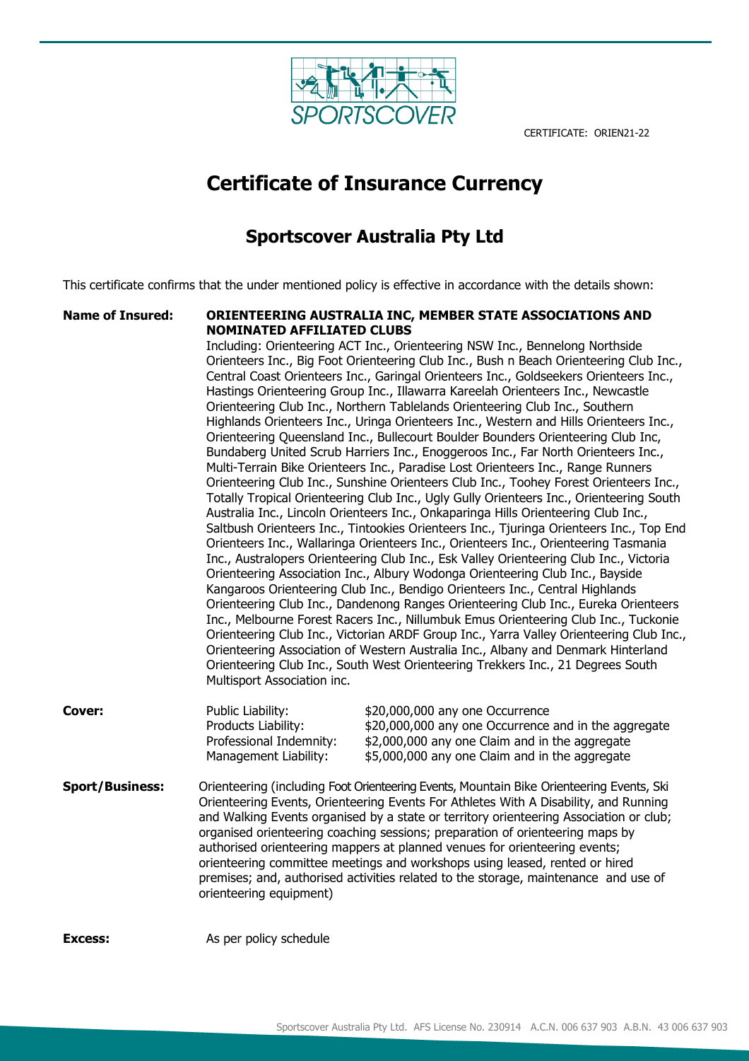SPORTSCOVER

CERTIFICATE: ORIEN21-22

# Certificate of Insurance Currency

## Sportscover Australia Pty Ltd

This certificate confirms that the under mentioned policy is effective in accordance with the details shown:

**Name of Insured:** **ORIENTEERING AUSTRALIA INC, MEMBER STATE ASSOCIATIONS AND NOMINATED AFFILIATED CLUBS**

Including: Orienteering ACT Inc., Orienteering NSW Inc., Bennelong Northside Orienteers Inc., Big Foot Orienteering Club Inc., Bush n Beach Orienteering Club Inc., Central Coast Orienteers Inc., Garingal Orienteers Inc., Goldseekers Orienteers Inc., Hastings Orienteering Group Inc., Illawarra Kareelah Orienteers Inc., Newcastle Orienteering Club Inc., Northern Tablelands Orienteering Club Inc., Southern Highlands Orienteers Inc., Uringa Orienteers Inc., Western and Hills Orienteers Inc., Orienteering Queensland Inc., Bullecourt Boulder Bounders Orienteering Club Inc, Bundaberg United Scrub Harriers Inc., Enoggeroos Inc., Far North Orienteers Inc., Multi-Terrain Bike Orienteers Inc., Paradise Lost Orienteers Inc., Range Runners Orienteering Club Inc., Sunshine Orienteers Club Inc., Toohey Forest Orienteers Inc., Totally Tropical Orienteering Club Inc., Ugly Gully Orienteers Inc., Orienteering South Australia Inc., Lincoln Orienteers Inc., Onkaparinga Hills Orienteering Club Inc., Saltbush Orienteers Inc., Tintookies Orienteers Inc., Tjuringa Orienteers Inc., Top End Orienteers Inc., Wallaringa Orienteers Inc., Orienteers Inc., Orienteering Tasmania Inc., Australopers Orienteering Club Inc., Esk Valley Orienteering Club Inc., Victoria Orienteering Association Inc., Albury Wodonga Orienteering Club Inc., Bayside Kangaroos Orienteering Club Inc., Bendigo Orienteers Inc., Central Highlands Orienteering Club Inc., Dandenong Ranges Orienteering Club Inc., Eureka Orienteers Inc., Melbourne Forest Racers Inc., Nillumbuk Emus Orienteering Club Inc., Tuckonie Orienteering Club Inc., Victorian ARDF Group Inc., Yarra Valley Orienteering Club Inc., Orienteering Association of Western Australia Inc., Albany and Denmark Hinterland Orienteering Club Inc., South West Orienteering Trekkers Inc., 21 Degrees South Multisport Association inc.

**Cover:**

| | |
|---|---|
| Public Liability: | $20,000,000 any one Occurrence |
| Products Liability: | $20,000,000 any one Occurrence and in the aggregate |
| Professional Indemnity: | $2,000,000 any one Claim and in the aggregate |
| Management Liability: | $5,000,000 any one Claim and in the aggregate |

**Sport/Business:** Orienteering (including Foot Orienteering Events, Mountain Bike Orienteering Events, Ski Orienteering Events, Orienteering Events For Athletes With A Disability, and Running and Walking Events organised by a state or territory orienteering Association or club; organised orienteering coaching sessions; preparation of orienteering maps by authorised orienteering mappers at planned venues for orienteering events; orienteering committee meetings and workshops using leased, rented or hired premises; and, authorised activities related to the storage, maintenance and use of orienteering equipment)

**Excess:** As per policy schedule

Sportscover Australia Pty Ltd. AFS License No. 230914 A.C.N. 006 637 903 A.B.N. 43 006 637 903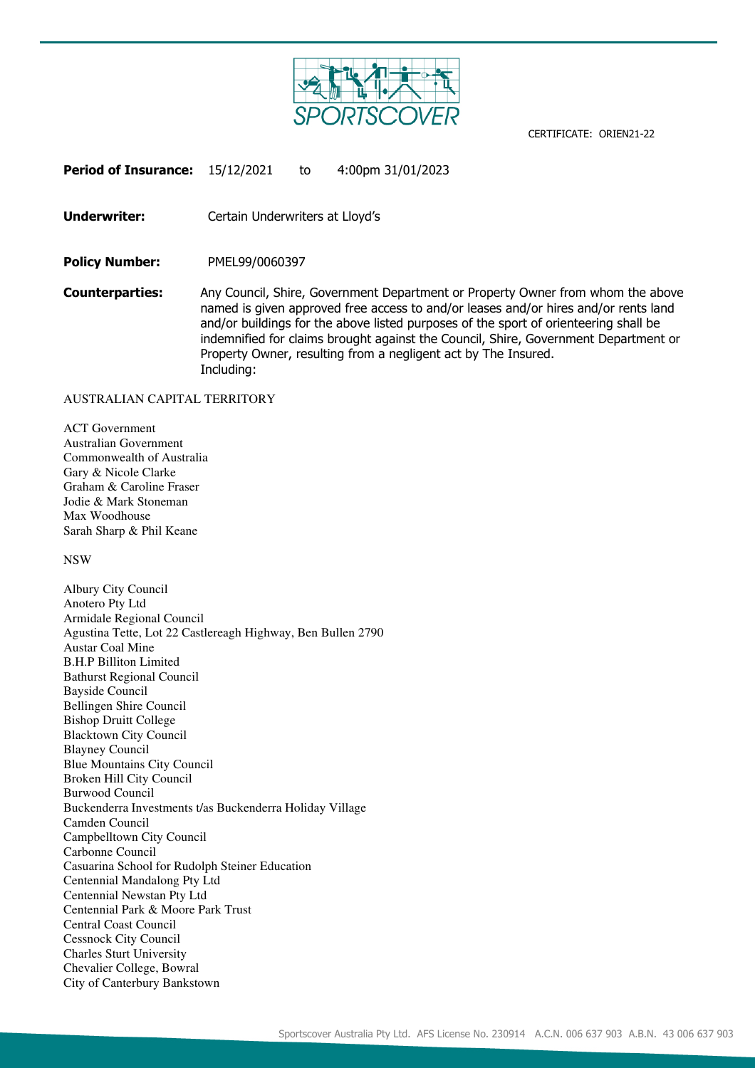CERTIFICATE: ORIEN21-22

**Period of Insurance:** 15/12/2021 to 4:00pm 31/01/2023

**Underwriter:** Certain Underwriters at Lloyd's

**Policy Number:** PMEL99/0060397

**Counterparties:** Any Council, Shire, Government Department or Property Owner from whom the above named is given approved free access to and/or leases and/or hires and/or rents land and/or buildings for the above listed purposes of the sport of orienteering shall be indemnified for claims brought against the Council, Shire, Government Department or Property Owner, resulting from a negligent act by The Insured.
Including:

AUSTRALIAN CAPITAL TERRITORY

ACT Government
Australian Government
Commonwealth of Australia
Gary & Nicole Clarke
Graham & Caroline Fraser
Jodie & Mark Stoneman
Max Woodhouse
Sarah Sharp & Phil Keane

NSW

Albury City Council
Anotero Pty Ltd
Armidale Regional Council
Agustina Tette, Lot 22 Castlereagh Highway, Ben Bullen 2790
Austar Coal Mine
B.H.P Billiton Limited
Bathurst Regional Council
Bayside Council
Bellingen Shire Council
Bishop Druitt College
Blacktown City Council
Blayney Council
Blue Mountains City Council
Broken Hill City Council
Burwood Council
Buckenderra Investments t/as Buckenderra Holiday Village
Camden Council
Campbelltown City Council
Carbonne Council
Casuarina School for Rudolph Steiner Education
Centennial Mandalong Pty Ltd
Centennial Newstan Pty Ltd
Centennial Park & Moore Park Trust
Central Coast Council
Cessnock City Council
Charles Sturt University
Chevalier College, Bowral
City of Canterbury Bankstown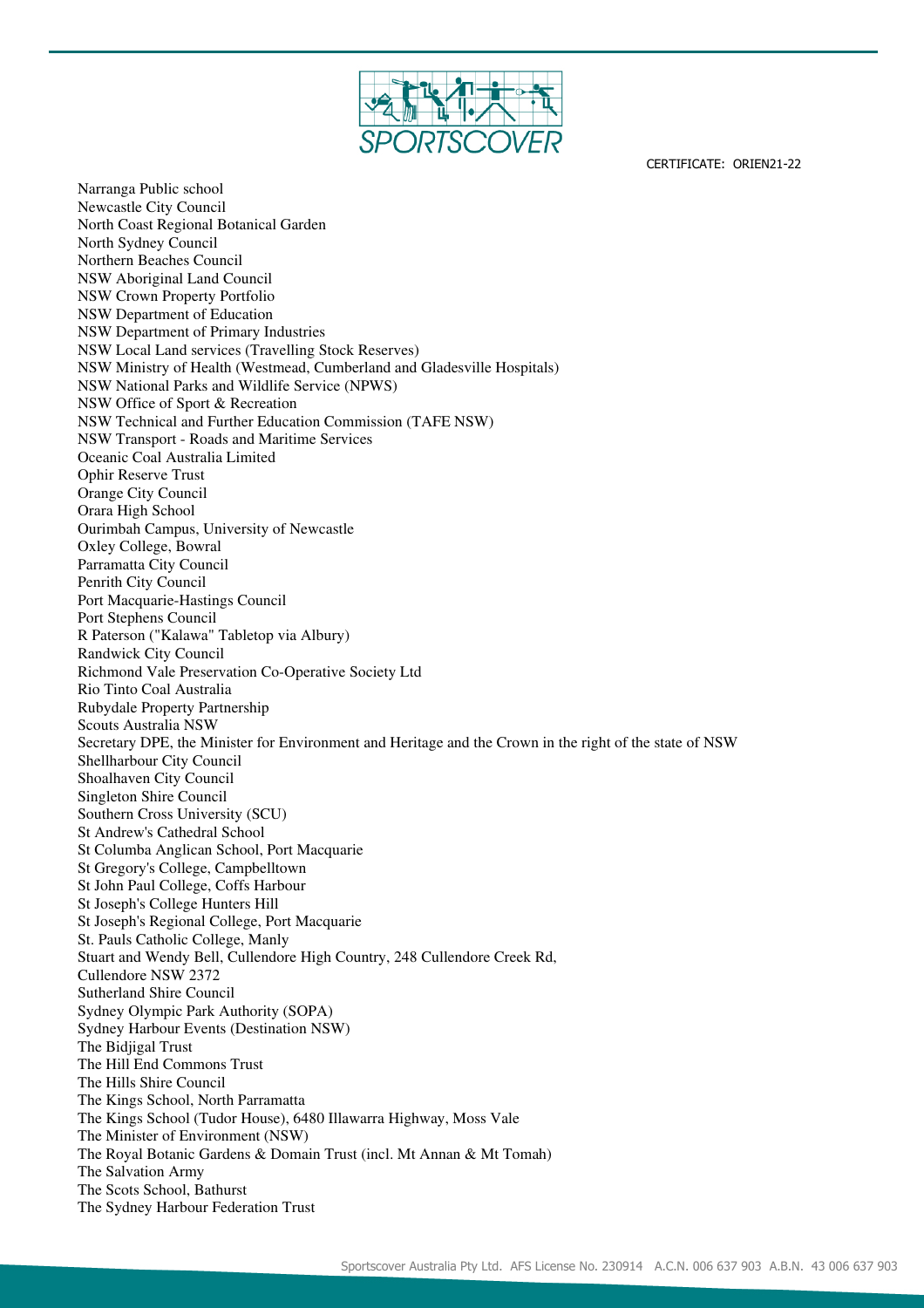CERTIFICATE: ORIEN21-22

Narranga Public school
Newcastle City Council
North Coast Regional Botanical Garden
North Sydney Council
Northern Beaches Council
NSW Aboriginal Land Council
NSW Crown Property Portfolio
NSW Department of Education
NSW Department of Primary Industries
NSW Local Land services (Travelling Stock Reserves)
NSW Ministry of Health (Westmead, Cumberland and Gladesville Hospitals)
NSW National Parks and Wildlife Service (NPWS)
NSW Office of Sport & Recreation
NSW Technical and Further Education Commission (TAFE NSW)
NSW Transport - Roads and Maritime Services
Oceanic Coal Australia Limited
Ophir Reserve Trust
Orange City Council
Orara High School
Ourimbah Campus, University of Newcastle
Oxley College, Bowral
Parramatta City Council
Penrith City Council
Port Macquarie-Hastings Council
Port Stephens Council
R Paterson ("Kalawa" Tabletop via Albury)
Randwick City Council
Richmond Vale Preservation Co-Operative Society Ltd
Rio Tinto Coal Australia
Rubydale Property Partnership
Scouts Australia NSW
Secretary DPE, the Minister for Environment and Heritage and the Crown in the right of the state of NSW
Shellharbour City Council
Shoalhaven City Council
Singleton Shire Council
Southern Cross University (SCU)
St Andrew's Cathedral School
St Columba Anglican School, Port Macquarie
St Gregory's College, Campbelltown
St John Paul College, Coffs Harbour
St Joseph's College Hunters Hill
St Joseph's Regional College, Port Macquarie
St. Pauls Catholic College, Manly
Stuart and Wendy Bell, Cullendore High Country, 248 Cullendore Creek Rd, Cullendore NSW 2372
Sutherland Shire Council
Sydney Olympic Park Authority (SOPA)
Sydney Harbour Events (Destination NSW)
The Bidjigal Trust
The Hill End Commons Trust
The Hills Shire Council
The Kings School, North Parramatta
The Kings School (Tudor House), 6480 Illawarra Highway, Moss Vale
The Minister of Environment (NSW)
The Royal Botanic Gardens & Domain Trust (incl. Mt Annan & Mt Tomah)
The Salvation Army
The Scots School, Bathurst
The Sydney Harbour Federation Trust

Sportscover Australia Pty Ltd. AFS License No. 230914 A.C.N. 006 637 903 A.B.N. 43 006 637 903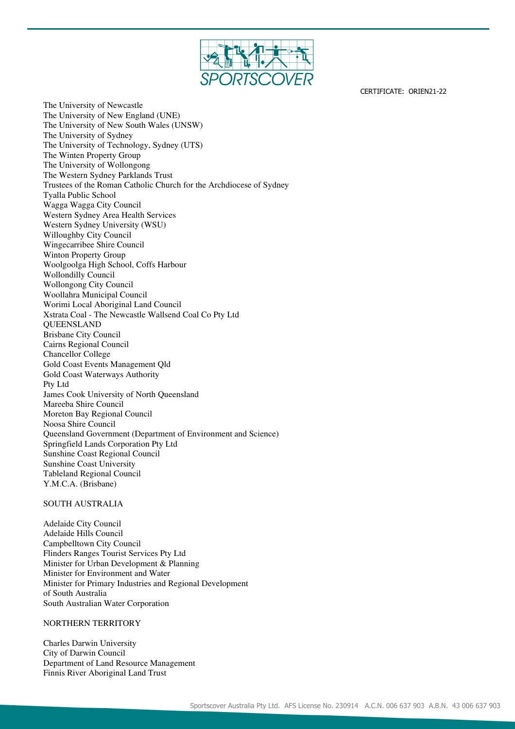CERTIFICATE: ORIEN21-22

The University of Newcastle
The University of New England (UNE)
The University of New South Wales (UNSW)
The University of Sydney
The University of Technology, Sydney (UTS)
The Winten Property Group
The University of Wollongong
The Western Sydney Parklands Trust
Trustees of the Roman Catholic Church for the Archdiocese of Sydney
Tyalla Public School
Wagga Wagga City Council
Western Sydney Area Health Services
Western Sydney University (WSU)
Willoughby City Council
Wingecarribee Shire Council
Winton Property Group
Woolgoolga High School, Coffs Harbour
Wollondilly Council
Wollongong City Council
Woollahra Municipal Council
Worimi Local Aboriginal Land Council
Xstrata Coal - The Newcastle Wallsend Coal Co Pty Ltd

QUEENSLAND

Brisbane City Council
Cairns Regional Council
Chancellor College
Gold Coast Events Management Qld
Gold Coast Waterways Authority
Pty Ltd
James Cook University of North Queensland
Mareeba Shire Council
Moreton Bay Regional Council
Noosa Shire Council
Queensland Government (Department of Environment and Science)
Springfield Lands Corporation Pty Ltd
Sunshine Coast Regional Council
Sunshine Coast University
Tableland Regional Council
Y.M.C.A. (Brisbane)

SOUTH AUSTRALIA

Adelaide City Council
Adelaide Hills Council
Campbelltown City Council
Flinders Ranges Tourist Services Pty Ltd
Minister for Urban Development & Planning
Minister for Environment and Water
Minister for Primary Industries and Regional Development
of South Australia
South Australian Water Corporation

NORTHERN TERRITORY

Charles Darwin University
City of Darwin Council
Department of Land Resource Management
Finnis River Aboriginal Land Trust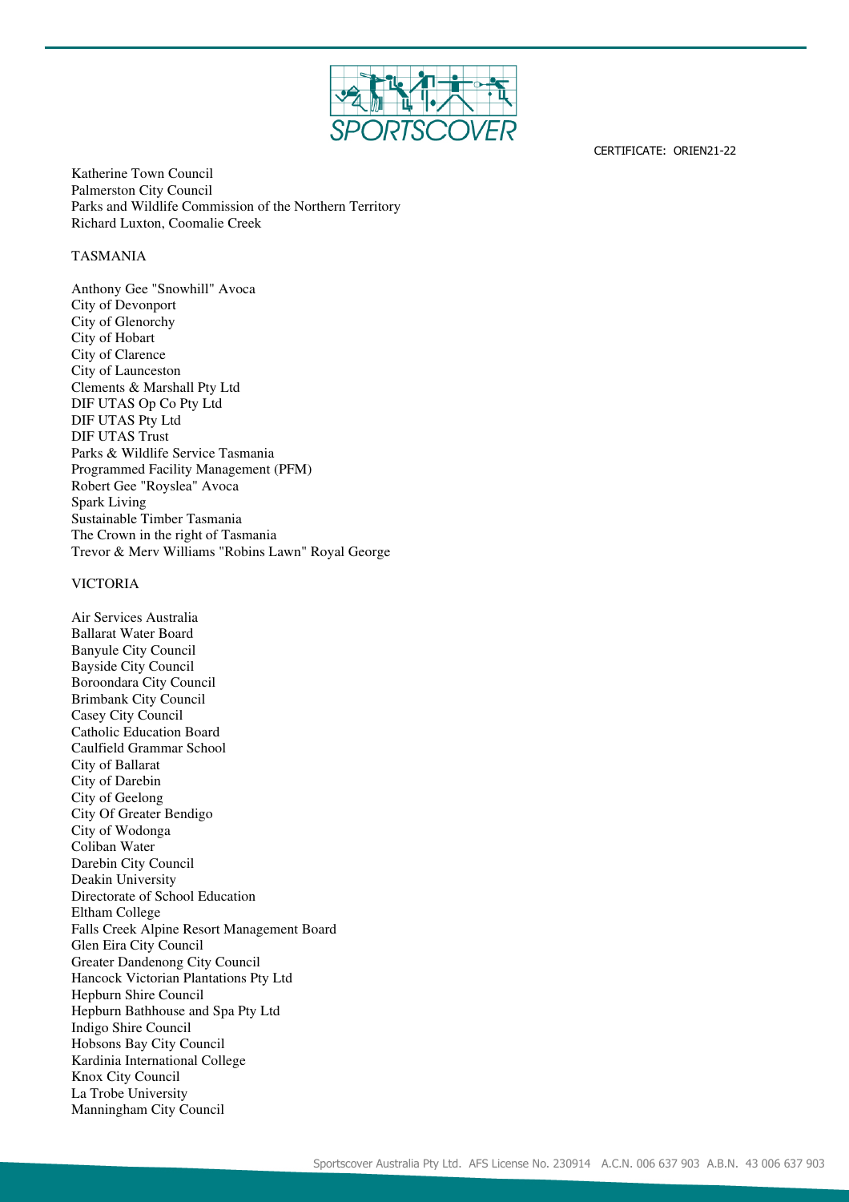CERTIFICATE: ORIEN21-22

Katherine Town Council
Palmerston City Council
Parks and Wildlife Commission of the Northern Territory
Richard Luxton, Coomalie Creek

TASMANIA

Anthony Gee "Snowhill" Avoca
City of Devonport
City of Glenorchy
City of Hobart
City of Clarence
City of Launceston
Clements & Marshall Pty Ltd
DIF UTAS Op Co Pty Ltd
DIF UTAS Pty Ltd
DIF UTAS Trust
Parks & Wildlife Service Tasmania
Programmed Facility Management (PFM)
Robert Gee "Royslea" Avoca
Spark Living
Sustainable Timber Tasmania
The Crown in the right of Tasmania
Trevor & Merv Williams "Robins Lawn" Royal George

VICTORIA

Air Services Australia
Ballarat Water Board
Banyule City Council
Bayside City Council
Boroondara City Council
Brimbank City Council
Casey City Council
Catholic Education Board
Caulfield Grammar School
City of Ballarat
City of Darebin
City of Geelong
City Of Greater Bendigo
City of Wodonga
Coliban Water
Darebin City Council
Deakin University
Directorate of School Education
Eltham College
Falls Creek Alpine Resort Management Board
Glen Eira City Council
Greater Dandenong City Council
Hancock Victorian Plantations Pty Ltd
Hepburn Shire Council
Hepburn Bathhouse and Spa Pty Ltd
Indigo Shire Council
Hobsons Bay City Council
Kardinia International College
Knox City Council
La Trobe University
Manningham City Council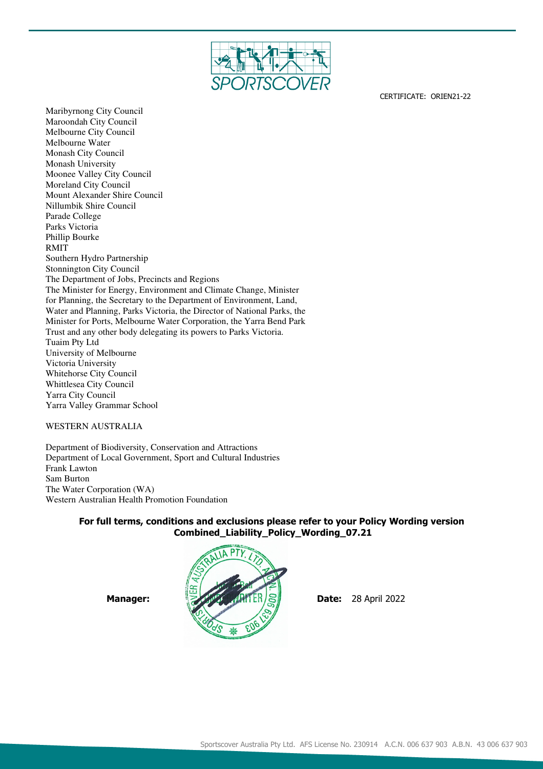CERTIFICATE: ORIEN21-22

Maribyrnong City Council
Maroondah City Council
Melbourne City Council
Melbourne Water
Monash City Council
Monash University
Moonee Valley City Council
Moreland City Council
Mount Alexander Shire Council
Nillumbik Shire Council
Parade College
Parks Victoria
Phillip Bourke
RMIT
Southern Hydro Partnership
Stonnington City Council
The Department of Jobs, Precincts and Regions
The Minister for Energy, Environment and Climate Change, Minister for Planning, the Secretary to the Department of Environment, Land, Water and Planning, Parks Victoria, the Director of National Parks, the Minister for Ports, Melbourne Water Corporation, the Yarra Bend Park Trust and any other body delegating its powers to Parks Victoria.
Tuaim Pty Ltd
University of Melbourne
Victoria University
Whitehorse City Council
Whittlesea City Council
Yarra City Council
Yarra Valley Grammar School

WESTERN AUSTRALIA

Department of Biodiversity, Conservation and Attractions
Department of Local Government, Sport and Cultural Industries
Frank Lawton
Sam Burton
The Water Corporation (WA)
Western Australian Health Promotion Foundation

**For full terms, conditions and exclusions please refer to your Policy Wording version Combined_Liability_Policy_Wording_07.21**

**Manager:** **Date:** 28 April 2022

Sportscover Australia Pty Ltd. AFS License No. 230914 A.C.N. 006 637 903 A.B.N. 43 006 637 903